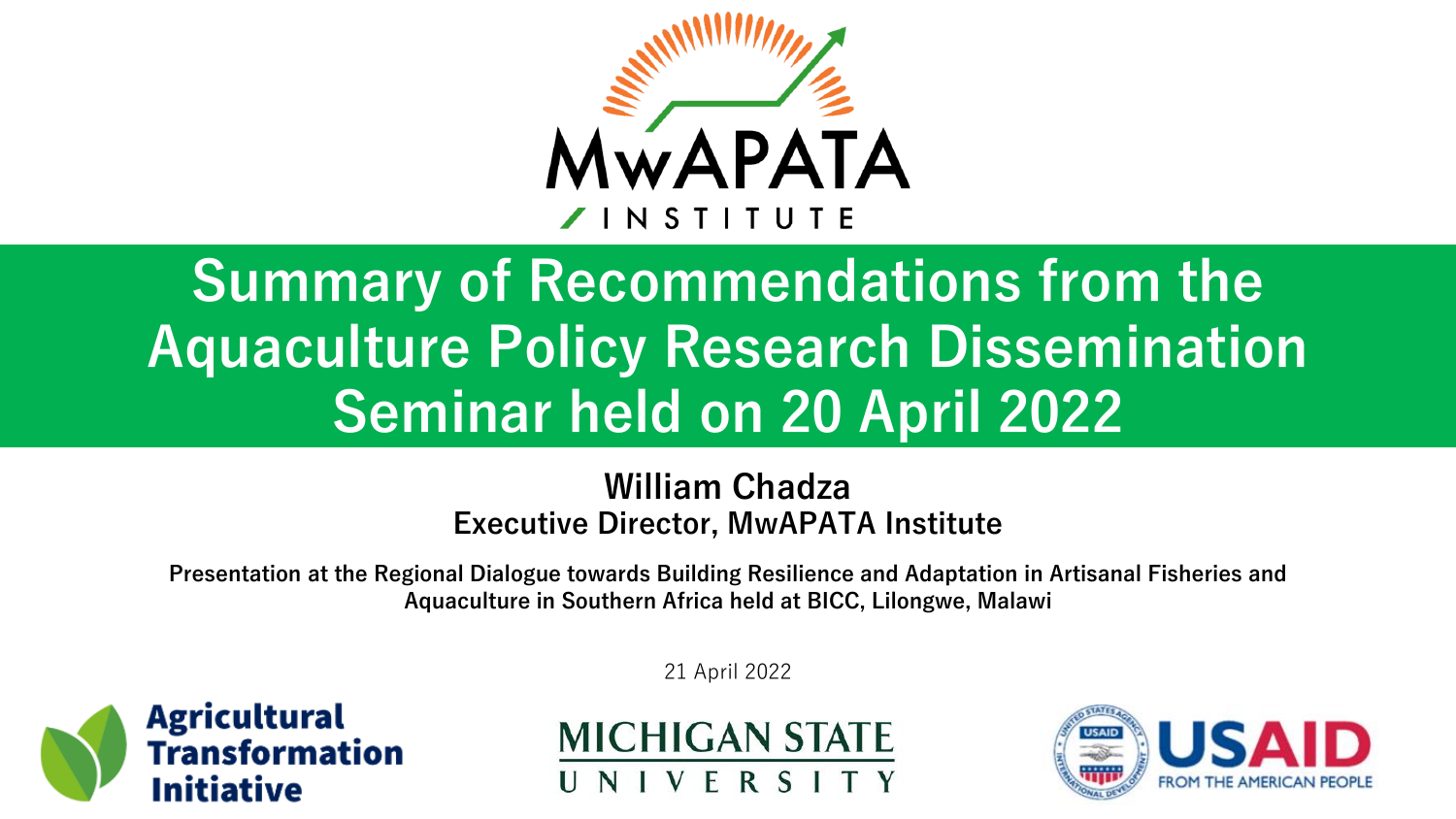MwAPATA INSTITUTE

# Summary of Recommendations from the Aquaculture Policy Research Dissemination Seminar held on 20 April 2022

**William Chadza**
**Executive Director, MwAPATA Institute**

**Presentation at the Regional Dialogue towards Building Resilience and Adaptation in Artisanal Fisheries and Aquaculture in Southern Africa held at BICC, Lilongwe, Malawi**

21 April 2022

Agricultural Transformation Initiative

MICHIGAN STATE UNIVERSITY

USAID FROM THE AMERICAN PEOPLE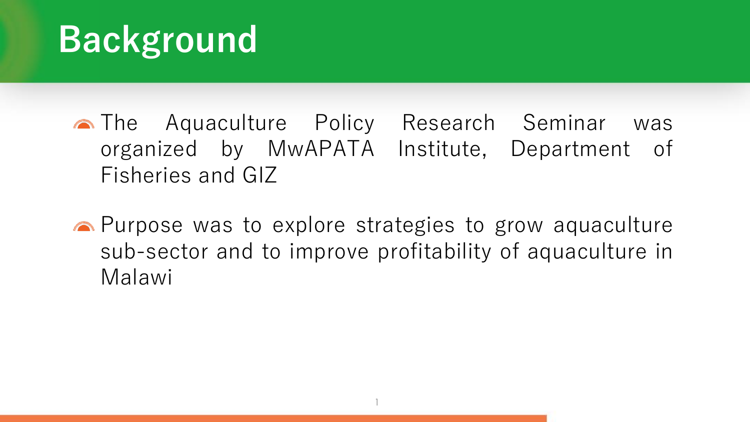# Background

- The Aquaculture Policy Research Seminar was organized by MwAPATA Institute, Department of Fisheries and GIZ
- Purpose was to explore strategies to grow aquaculture sub-sector and to improve profitability of aquaculture in Malawi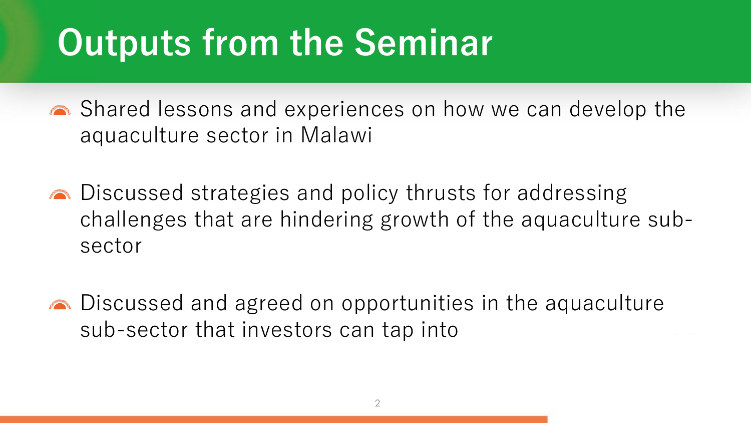# Outputs from the Seminar

- Shared lessons and experiences on how we can develop the aquaculture sector in Malawi
- Discussed strategies and policy thrusts for addressing challenges that are hindering growth of the aquaculture sub-sector
- Discussed and agreed on opportunities in the aquaculture sub-sector that investors can tap into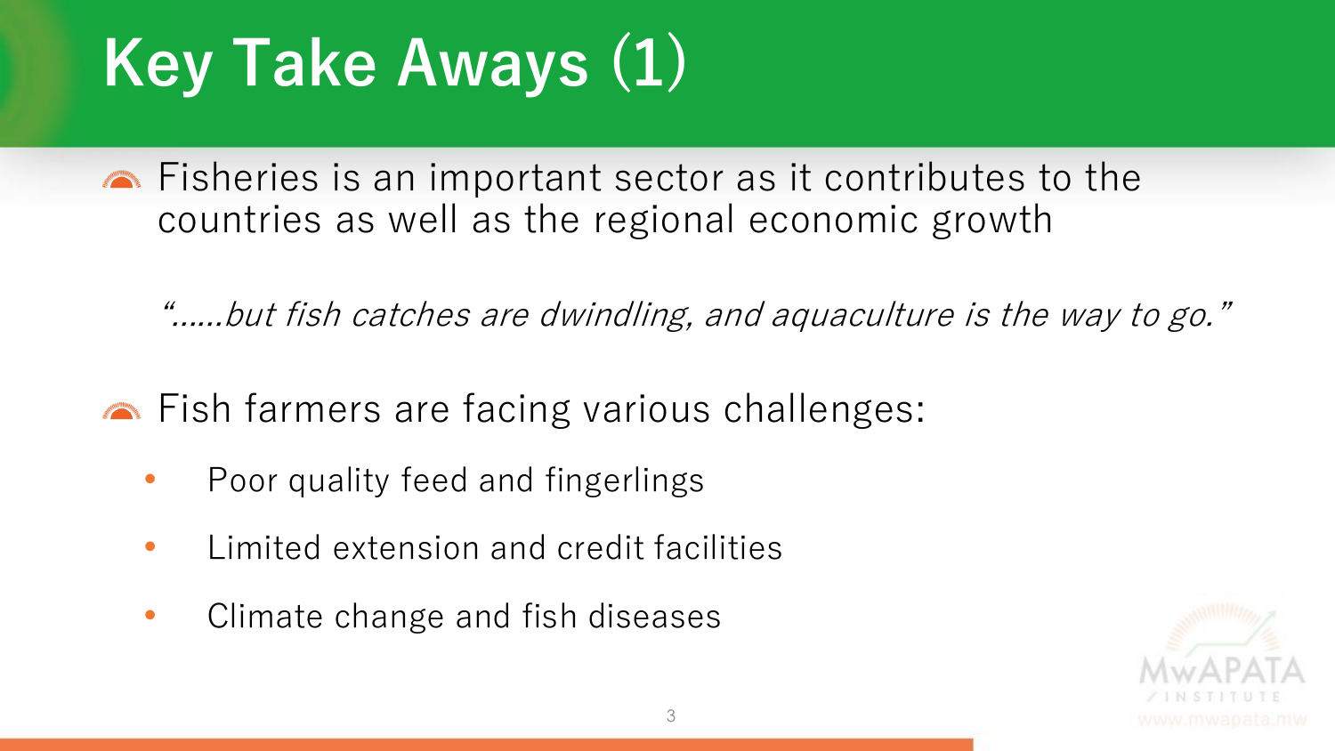# Key Take Aways (1)

- Fisheries is an important sector as it contributes to the countries as well as the regional economic growth

  *"……but fish catches are dwindling, and aquaculture is the way to go."*

- Fish farmers are facing various challenges:
  - Poor quality feed and fingerlings
  - Limited extension and credit facilities
  - Climate change and fish diseases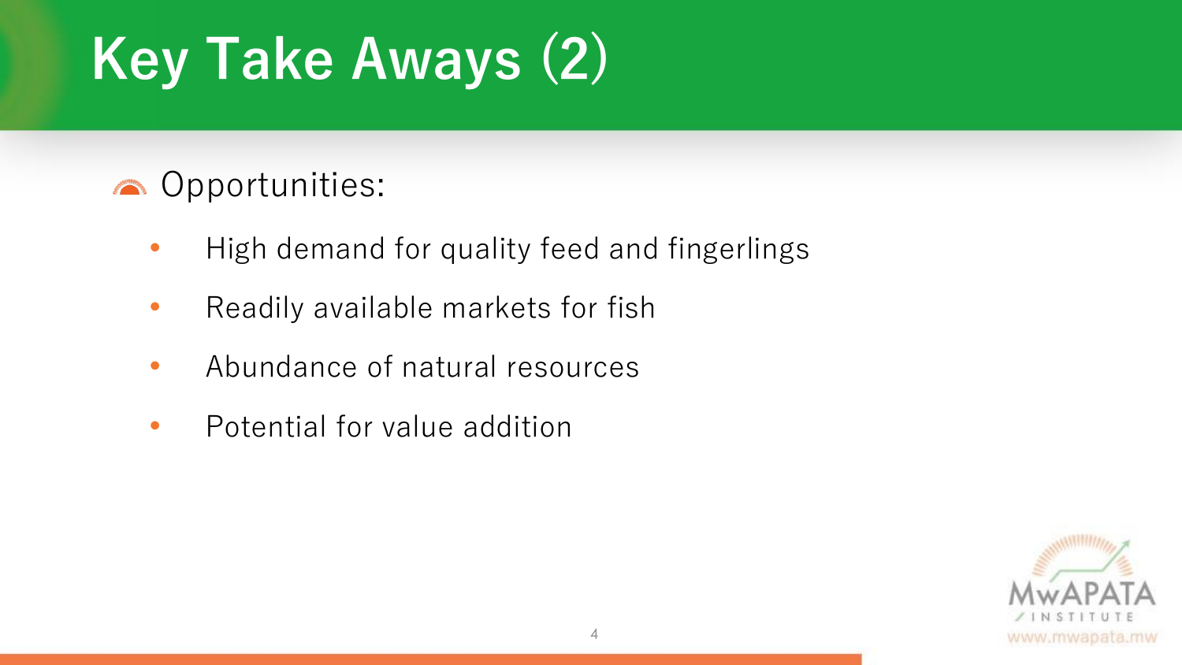# Key Take Aways (2)

- Opportunities:
  - High demand for quality feed and fingerlings
  - Readily available markets for fish
  - Abundance of natural resources
  - Potential for value addition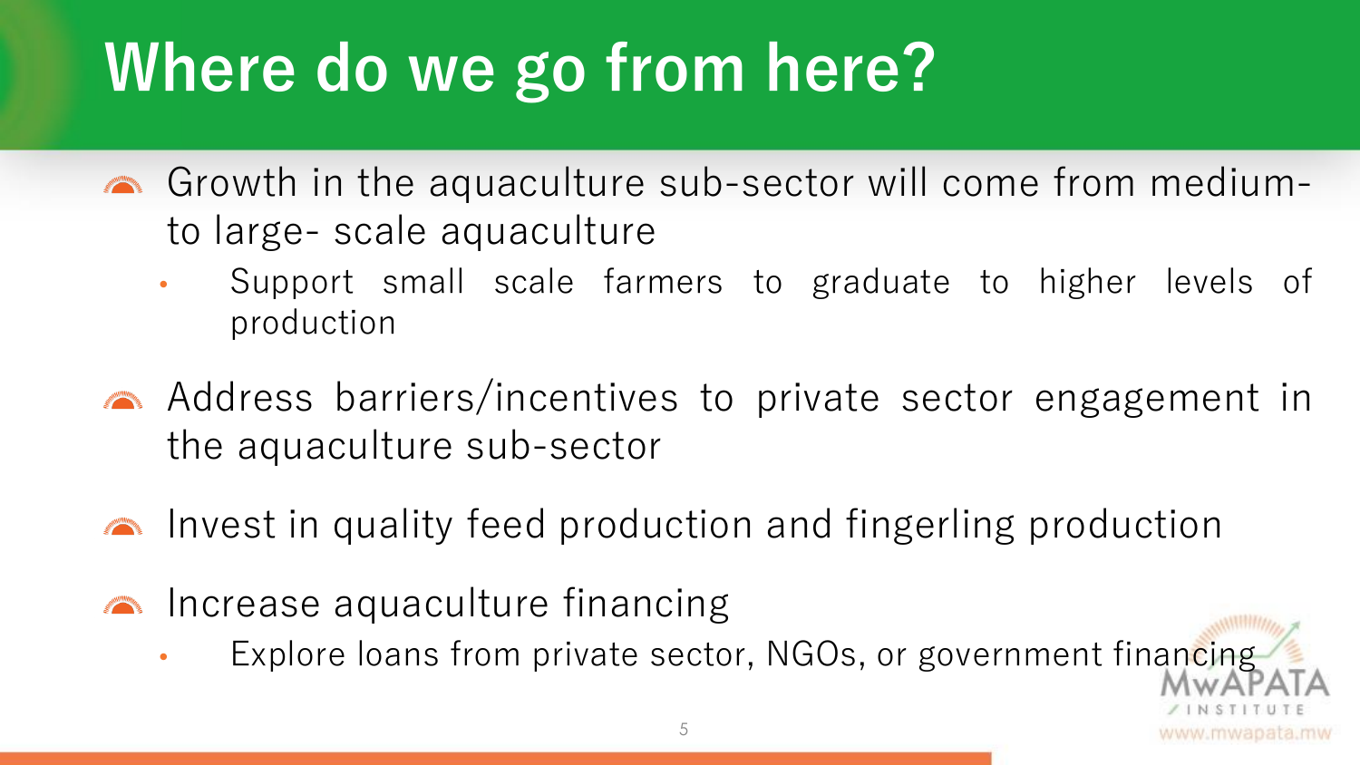# Where do we go from here?

- Growth in the aquaculture sub-sector will come from medium- to large- scale aquaculture
  - Support small scale farmers to graduate to higher levels of production
- Address barriers/incentives to private sector engagement in the aquaculture sub-sector
- Invest in quality feed production and fingerling production
- Increase aquaculture financing
  - Explore loans from private sector, NGOs, or government financing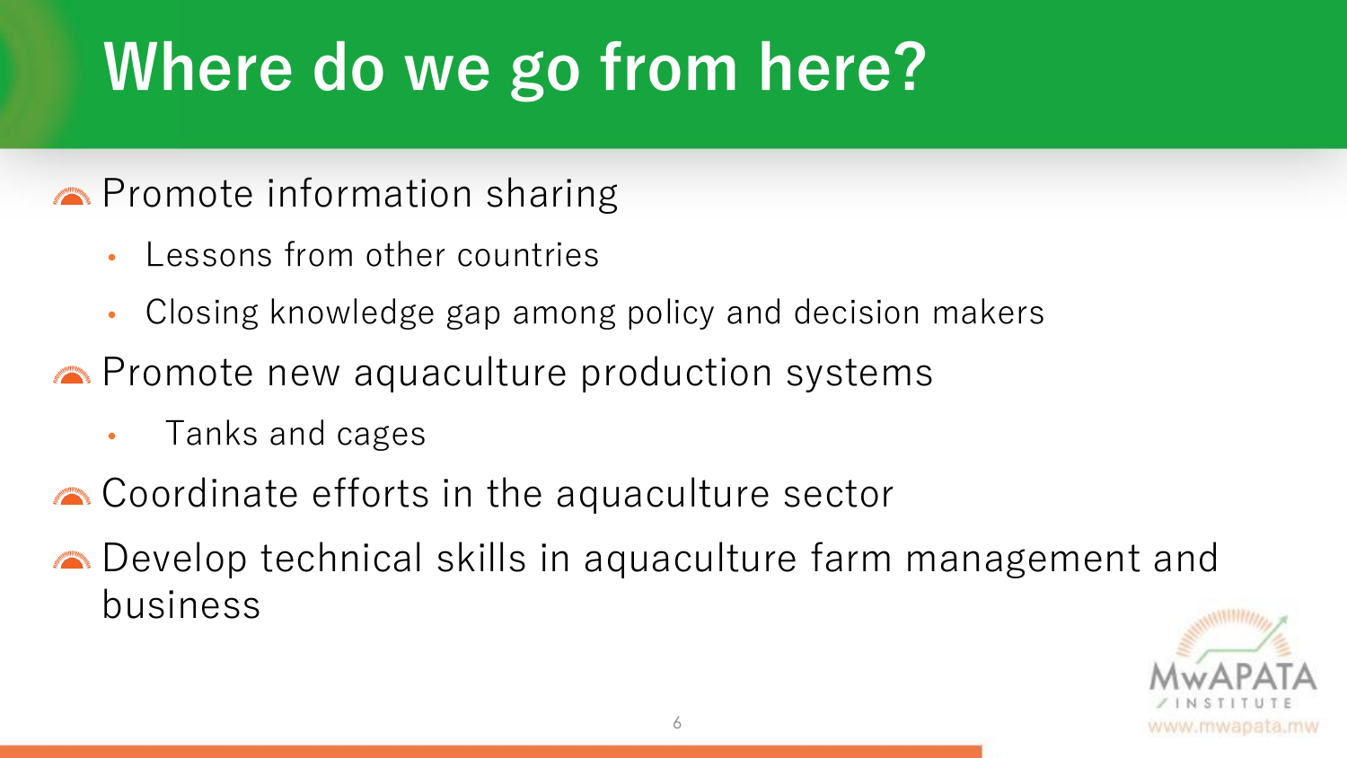# Where do we go from here?

- Promote information sharing
  - Lessons from other countries
  - Closing knowledge gap among policy and decision makers
- Promote new aquaculture production systems
  - Tanks and cages
- Coordinate efforts in the aquaculture sector
- Develop technical skills in aquaculture farm management and business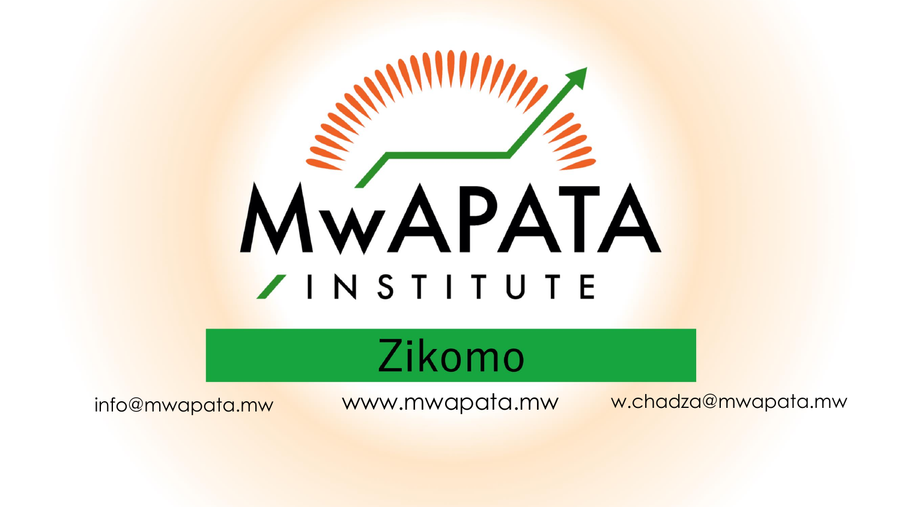MwAPATA

INSTITUTE

Zikomo

info@mwapata.mw

www.mwapata.mw

w.chadza@mwapata.mw